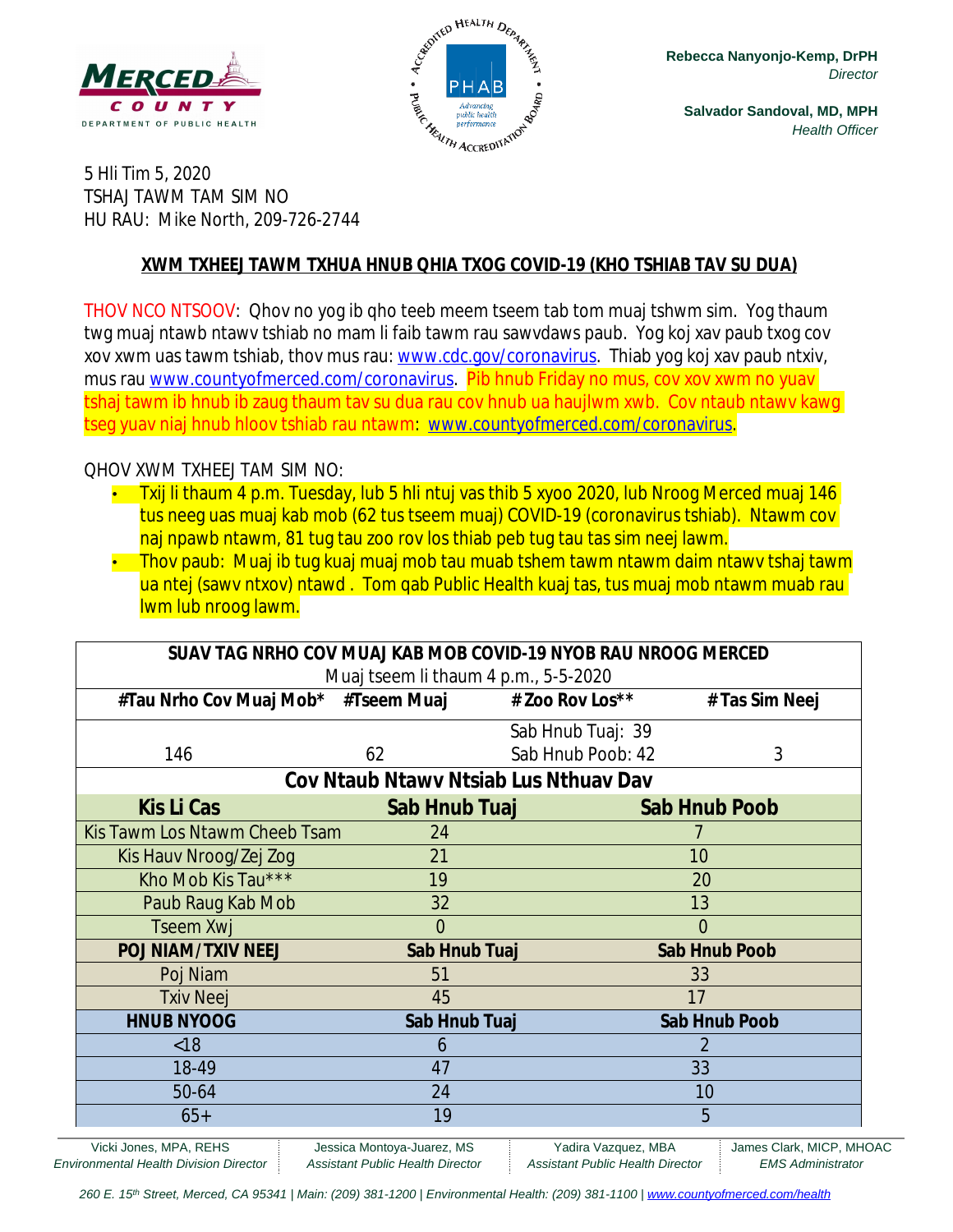Rebecca Nanyonjo-Kemp, DrPH
*Director*

Salvador Sandoval, MD, MPH
*Health Officer*

5 Hli Tim 5, 2020
TSHAJ TAWM TAM SIM NO
HU RAU: Mike North, 209-726-2744

**XWM TXHEEJ TAWM TXHUA HNUB QHIA TXOG COVID-19 (KHO TSHIAB TAV SU DUA)**

THOV NCO NTSOOV: Qhov no yog ib qho teeb meem tseem tab tom muaj tshwm sim. Yog thaum twg muaj ntawb ntawv tshiab no mam li faib tawm rau sawvdaws paub. Yog koj xav paub txog cov xov xwm uas tawm tshiab, thov mus rau: www.cdc.gov/coronavirus. Thiab yog koj xav paub ntxiv, mus rau www.countyofmerced.com/coronavirus. Pib hnub Friday no mus, cov xov xwm no yuav tshaj tawm ib hnub ib zaug thaum tav su dua rau cov hnub ua haujlwm xwb. Cov ntaub ntawv kawg tseg yuav niaj hnub hloov tshiab rau ntawm: www.countyofmerced.com/coronavirus.

QHOV XWM TXHEEJ TAM SIM NO:

- Txij li thaum 4 p.m. Tuesday, lub 5 hli ntuj vas thib 5 xyoo 2020, lub Nroog Merced muaj 146 tus neeg uas muaj kab mob (62 tus tseem muaj) COVID-19 (coronavirus tshiab). Ntawm cov naj npawb ntawm, 81 tug tau zoo rov los thiab peb tug tau tas sim neej lawm.
- Thov paub: Muaj ib tug kuaj muaj mob tau muab tshem tawm ntawm daim ntawv tshaj tawm ua ntej (sawv ntxov) ntawd . Tom qab Public Health kuaj tas, tus muaj mob ntawm muab rau lwm lub nroog lawm.

| SUAV TAG NRHO COV MUAJ KAB MOB COVID-19 NYOB RAU NROOG MERCED<br>Muaj tseem li thaum 4 p.m., 5-5-2020 | | | |
|---|---|---|---|
| **#Tau Nrho Cov Muaj Mob*** | **#Tseem Muaj** | **# Zoo Rov Los**** | **# Tas Sim Neej** |
| 146 | 62 | Sab Hnub Tuaj: 39<br>Sab Hnub Poob: 42 | 3 |
| **Cov Ntaub Ntawv Ntsiab Lus Nthuav Dav** | | | |
| **Kis Li Cas** | **Sab Hnub Tuaj** | **Sab Hnub Poob** | |
| Kis Tawm Los Ntawm Cheeb Tsam | 24 | 7 | |
| Kis Hauv Nroog/Zej Zog | 21 | 10 | |
| Kho Mob Kis Tau*** | 19 | 20 | |
| Paub Raug Kab Mob | 32 | 13 | |
| Tseem Xwj | 0 | 0 | |
| **POJ NIAM/TXIV NEEJ** | **Sab Hnub Tuaj** | **Sab Hnub Poob** | |
| Poj Niam | 51 | 33 | |
| Txiv Neej | 45 | 17 | |
| **HNUB NYOOG** | **Sab Hnub Tuaj** | **Sab Hnub Poob** | |
| <18 | 6 | 2 | |
| 18-49 | 47 | 33 | |
| 50-64 | 24 | 10 | |
| 65+ | 19 | 5 | |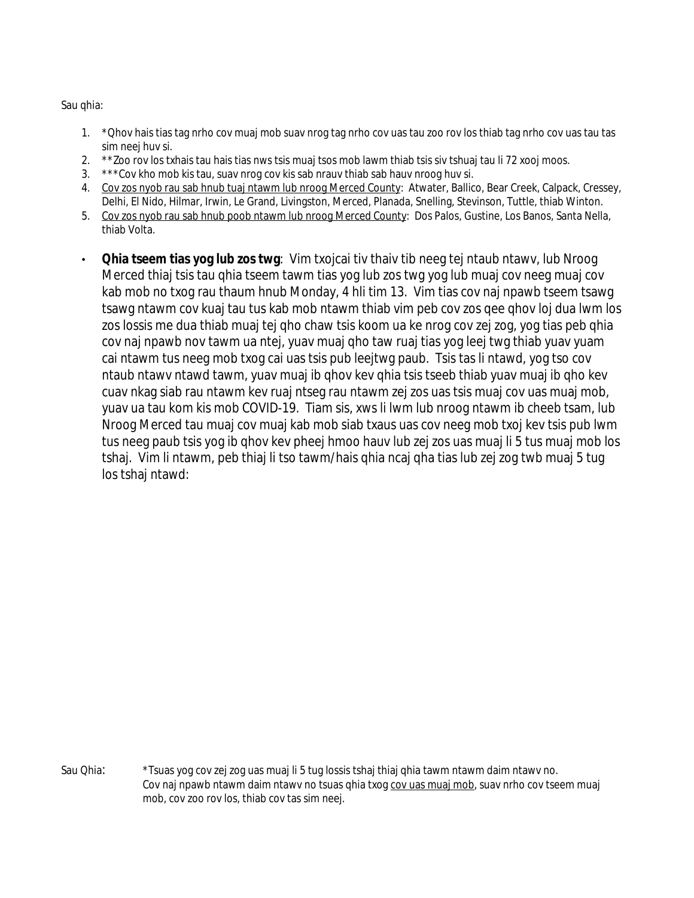Sau qhia:

1. *Qhov hais tias tag nrho cov muaj mob suav nrog tag nrho cov uas tau zoo rov los thiab tag nrho cov uas tau tas sim neej huv si.
2. **Zoo rov los txhais tau hais tias nws tsis muaj tsos mob lawm thiab tsis siv tshuaj tau li 72 xooj moos.
3. ***Cov kho mob kis tau, suav nrog cov kis sab nrauv thiab sab hauv nroog huv si.
4. <u>Cov zos nyob rau sab hnub tuaj ntawm lub nroog Merced County</u>: Atwater, Ballico, Bear Creek, Calpack, Cressey, Delhi, El Nido, Hilmar, Irwin, Le Grand, Livingston, Merced, Planada, Snelling, Stevinson, Tuttle, thiab Winton.
5. <u>Cov zos nyob rau sab hnub poob ntawm lub nroog Merced County</u>: Dos Palos, Gustine, Los Banos, Santa Nella, thiab Volta.

- **Qhia tseem tias yog lub zos twg**: Vim txojcai tiv thaiv tib neeg tej ntaub ntawv, lub Nroog Merced thiaj tsis tau qhia tseem tawm tias yog lub zos twg yog lub muaj cov neeg muaj cov kab mob no txog rau thaum hnub Monday, 4 hli tim 13. Vim tias cov naj npawb tseem tsawg tsawg ntawm cov kuaj tau tus kab mob ntawm thiab vim peb cov zos qee qhov loj dua lwm los zos lossis me dua thiab muaj tej qho chaw tsis koom ua ke nrog cov zej zog, yog tias peb qhia cov naj npawb nov tawm ua ntej, yuav muaj qho taw ruaj tias yog leej twg thiab yuav yuam cai ntawm tus neeg mob txog cai uas tsis pub leejtwg paub. Tsis tas li ntawd, yog tso cov ntaub ntawv ntawd tawm, yuav muaj ib qhov kev qhia tsis tseeb thiab yuav muaj ib qho kev cuav nkag siab rau ntawm kev ruaj ntseg rau ntawm zej zos uas tsis muaj cov uas muaj mob, yuav ua tau kom kis mob COVID-19. Tiam sis, xws li lwm lub nroog ntawm ib cheeb tsam, lub Nroog Merced tau muaj cov muaj kab mob siab txaus uas cov neeg mob txoj kev tsis pub lwm tus neeg paub tsis yog ib qhov kev pheej hmoo hauv lub zej zos uas muaj li 5 tus muaj mob los tshaj. Vim li ntawm, peb thiaj li tso tawm/hais qhia ncaj qha tias lub zej zog twb muaj 5 tug los tshaj ntawd:

Sau Qhia: *Tsuas yog cov zej zog uas muaj li 5 tug lossis tshaj thiaj qhia tawm ntawm daim ntawv no. Cov naj npawb ntawm daim ntawv no tsuas qhia txog <u>cov uas muaj mob</u>, suav nrho cov tseem muaj mob, cov zoo rov los, thiab cov tas sim neej.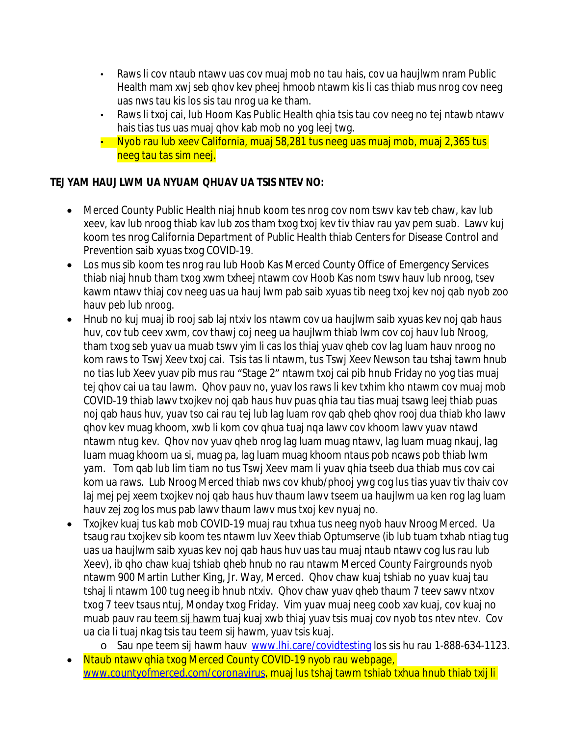- Raws li cov ntaub ntawv uas cov muaj mob no tau hais, cov ua haujlwm nram Public Health mam xwj seb qhov kev pheej hmoob ntawm kis li cas thiab mus nrog cov neeg uas nws tau kis los sis tau nrog ua ke tham.
- Raws li txoj cai, lub Hoom Kas Public Health qhia tsis tau cov neeg no tej ntawb ntawv hais tias tus uas muaj qhov kab mob no yog leej twg.
- Nyob rau lub xeev California, muaj 58,281 tus neeg uas muaj mob, muaj 2,365 tus neeg tau tas sim neej.

**TEJ YAM HAUJ LWM UA NYUAM QHUAV UA TSIS NTEV NO:**

- Merced County Public Health niaj hnub koom tes nrog cov nom tswv kav teb chaw, kav lub xeev, kav lub nroog thiab kav lub zos tham txog txoj kev tiv thiav rau yav pem suab. Lawv kuj koom tes nrog California Department of Public Health thiab Centers for Disease Control and Prevention saib xyuas txog COVID-19.
- Los mus sib koom tes nrog rau lub Hoob Kas Merced County Office of Emergency Services thiab niaj hnub tham txog xwm txheej ntawm cov Hoob Kas nom tswv hauv lub nroog, tsev kawm ntawv thiaj cov neeg uas ua hauj lwm pab saib xyuas tib neeg txoj kev noj qab nyob zoo hauv peb lub nroog.
- Hnub no kuj muaj ib rooj sab laj ntxiv los ntawm cov ua haujlwm saib xyuas kev noj qab haus huv, cov tub ceev xwm, cov thawj coj neeg ua haujlwm thiab lwm cov coj hauv lub Nroog, tham txog seb yuav ua muab tswv yim li cas los thiaj yuav qheb cov lag luam hauv nroog no kom raws to Tswj Xeev txoj cai. Tsis tas li ntawm, tus Tswj Xeev Newson tau tshaj tawm hnub no tias lub Xeev yuav pib mus rau "Stage 2" ntawm txoj cai pib hnub Friday no yog tias muaj tej qhov cai ua tau lawm. Qhov pauv no, yuav los raws li kev txhim kho ntawm cov muaj mob COVID-19 thiab lawv txojkev noj qab haus huv puas qhia tau tias muaj tsawg leej thiab puas noj qab haus huv, yuav tso cai rau tej lub lag luam rov qab qheb qhov rooj dua thiab kho lawv qhov kev muag khoom, xwb li kom cov qhua tuaj nqa lawv cov khoom lawv yuav ntawd ntawm ntug kev. Qhov nov yuav qheb nrog lag luam muag ntawv, lag luam muag nkauj, lag luam muag khoom ua si, muag pa, lag luam muag khoom ntaus pob ncaws pob thiab lwm yam. Tom qab lub lim tiam no tus Tswj Xeev mam li yuav qhia tseeb dua thiab mus cov cai kom ua raws. Lub Nroog Merced thiab nws cov khub/phooj ywg cog lus tias yuav tiv thaiv cov laj mej pej xeem txojkev noj qab haus huv thaum lawv tseem ua haujlwm ua ken rog lag luam hauv zej zog los mus pab lawv thaum lawv mus txoj kev nyuaj no.
- Txojkev kuaj tus kab mob COVID-19 muaj rau txhua tus neeg nyob hauv Nroog Merced. Ua tsaug rau txojkev sib koom tes ntawm luv Xeev thiab Optumserve (ib lub tuam txhab ntiag tug uas ua haujlwm saib xyuas kev noj qab haus huv uas tau muaj ntaub ntawv cog lus rau lub Xeev), ib qho chaw kuaj tshiab qheb hnub no rau ntawm Merced County Fairgrounds nyob ntawm 900 Martin Luther King, Jr. Way, Merced. Qhov chaw kuaj tshiab no yuav kuaj tau tshaj li ntawm 100 tug neeg ib hnub ntxiv. Qhov chaw yuav qheb thaum 7 teev sawv ntxov txog 7 teev tsaus ntuj, Monday txog Friday. Vim yuav muaj neeg coob xav kuaj, cov kuaj no muab pauv rau teem sij hawm tuaj kuaj xwb thiaj yuav tsis muaj cov nyob tos ntev ntev. Cov ua cia li tuaj nkag tsis tau teem sij hawm, yuav tsis kuaj.
  - Sau npe teem sij hawm hauv [www.lhi.care/covidtesting](www.lhi.care/covidtesting) los sis hu rau 1-888-634-1123.
- Ntaub ntawv qhia txog Merced County COVID-19 nyob rau webpage, [www.countyofmerced.com/coronavirus](www.countyofmerced.com/coronavirus), muaj lus tshaj tawm tshiab txhua hnub thiab txij li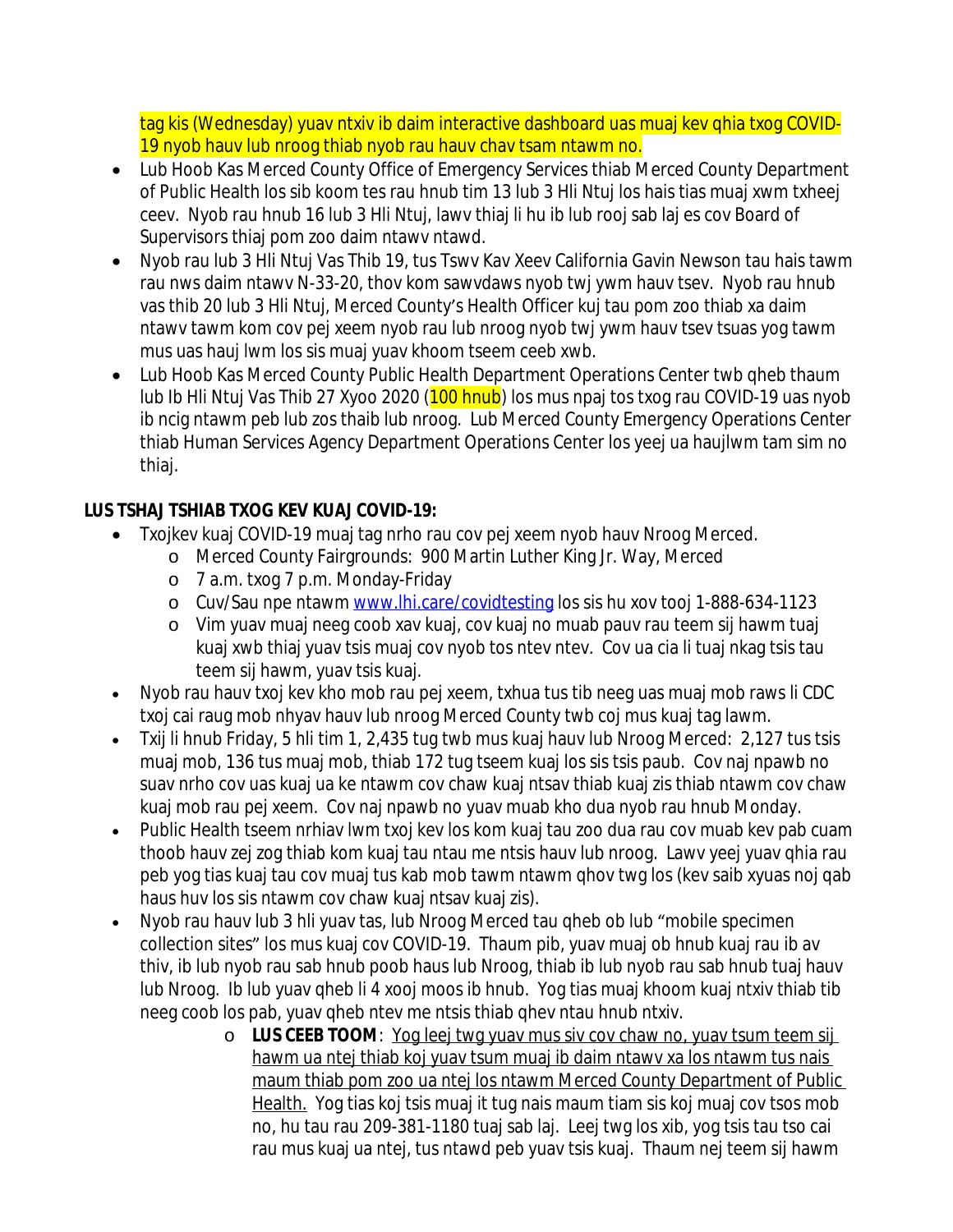tag kis (Wednesday) yuav ntxiv ib daim interactive dashboard uas muaj kev qhia txog COVID-19 nyob hauv lub nroog thiab nyob rau hauv chav tsam ntawm no.

- Lub Hoob Kas Merced County Office of Emergency Services thiab Merced County Department of Public Health los sib koom tes rau hnub tim 13 lub 3 Hli Ntuj los hais tias muaj xwm txheej ceev. Nyob rau hnub 16 lub 3 Hli Ntuj, lawv thiaj li hu ib lub rooj sab laj es cov Board of Supervisors thiaj pom zoo daim ntawv ntawd.
- Nyob rau lub 3 Hli Ntuj Vas Thib 19, tus Tswv Kav Xeev California Gavin Newson tau hais tawm rau nws daim ntawv N-33-20, thov kom sawvdaws nyob twj ywm hauv tsev. Nyob rau hnub vas thib 20 lub 3 Hli Ntuj, Merced County's Health Officer kuj tau pom zoo thiab xa daim ntawv tawm kom cov pej xeem nyob rau lub nroog nyob twj ywm hauv tsev tsuas yog tawm mus uas hauj lwm los sis muaj yuav khoom tseem ceeb xwb.
- Lub Hoob Kas Merced County Public Health Department Operations Center twb qheb thaum lub Ib Hli Ntuj Vas Thib 27 Xyoo 2020 (100 hnub) los mus npaj tos txog rau COVID-19 uas nyob ib ncig ntawm peb lub zos thaib lub nroog. Lub Merced County Emergency Operations Center thiab Human Services Agency Department Operations Center los yeej ua haujlwm tam sim no thiaj.

**LUS TSHAJ TSHIAB TXOG KEV KUAJ COVID-19:**

- Txojkev kuaj COVID-19 muaj tag nrho rau cov pej xeem nyob hauv Nroog Merced.
  - Merced County Fairgrounds: 900 Martin Luther King Jr. Way, Merced
  - 7 a.m. txog 7 p.m. Monday-Friday
  - Cuv/Sau npe ntawm www.lhi.care/covidtesting los sis hu xov tooj 1-888-634-1123
  - Vim yuav muaj neeg coob xav kuaj, cov kuaj no muab pauv rau teem sij hawm tuaj kuaj xwb thiaj yuav tsis muaj cov nyob tos ntev ntev. Cov ua cia li tuaj nkag tsis tau teem sij hawm, yuav tsis kuaj.
- Nyob rau hauv txoj kev kho mob rau pej xeem, txhua tus tib neeg uas muaj mob raws li CDC txoj cai raug mob nhyav hauv lub nroog Merced County twb coj mus kuaj tag lawm.
- Txij li hnub Friday, 5 hli tim 1, 2,435 tug twb mus kuaj hauv lub Nroog Merced: 2,127 tus tsis muaj mob, 136 tus muaj mob, thiab 172 tug tseem kuaj los sis tsis paub. Cov naj npawb no suav nrho cov uas kuaj ua ke ntawm cov chaw kuaj ntsav thiab kuaj zis thiab ntawm cov chaw kuaj mob rau pej xeem. Cov naj npawb no yuav muab kho dua nyob rau hnub Monday.
- Public Health tseem nrhiav lwm txoj kev los kom kuaj tau zoo dua rau cov muab kev pab cuam thoob hauv zej zog thiab kom kuaj tau ntau me ntsis hauv lub nroog. Lawv yeej yuav qhia rau peb yog tias kuaj tau cov muaj tus kab mob tawm ntawm qhov twg los (kev saib xyuas noj qab haus huv los sis ntawm cov chaw kuaj ntsav kuaj zis).
- Nyob rau hauv lub 3 hli yuav tas, lub Nroog Merced tau qheb ob lub "mobile specimen collection sites" los mus kuaj cov COVID-19. Thaum pib, yuav muaj ob hnub kuaj rau ib av thiv, ib lub nyob rau sab hnub poob haus lub Nroog, thiab ib lub nyob rau sab hnub tuaj hauv lub Nroog. Ib lub yuav qheb li 4 xooj moos ib hnub. Yog tias muaj khoom kuaj ntxiv thiab tib neeg coob los pab, yuav qheb ntev me ntsis thiab qhev ntau hnub ntxiv.
  - **LUS CEEB TOOM**: <u>Yog leej twg yuav mus siv cov chaw no, yuav tsum teem sij hawm ua ntej thiab koj yuav tsum muaj ib daim ntawv xa los ntawm tus nais maum thiab pom zoo ua ntej los ntawm Merced County Department of Public Health.</u> Yog tias koj tsis muaj it tug nais maum tiam sis koj muaj cov tsos mob no, hu tau rau 209-381-1180 tuaj sab laj. Leej twg los xib, yog tsis tau tso cai rau mus kuaj ua ntej, tus ntawd peb yuav tsis kuaj. Thaum nej teem sij hawm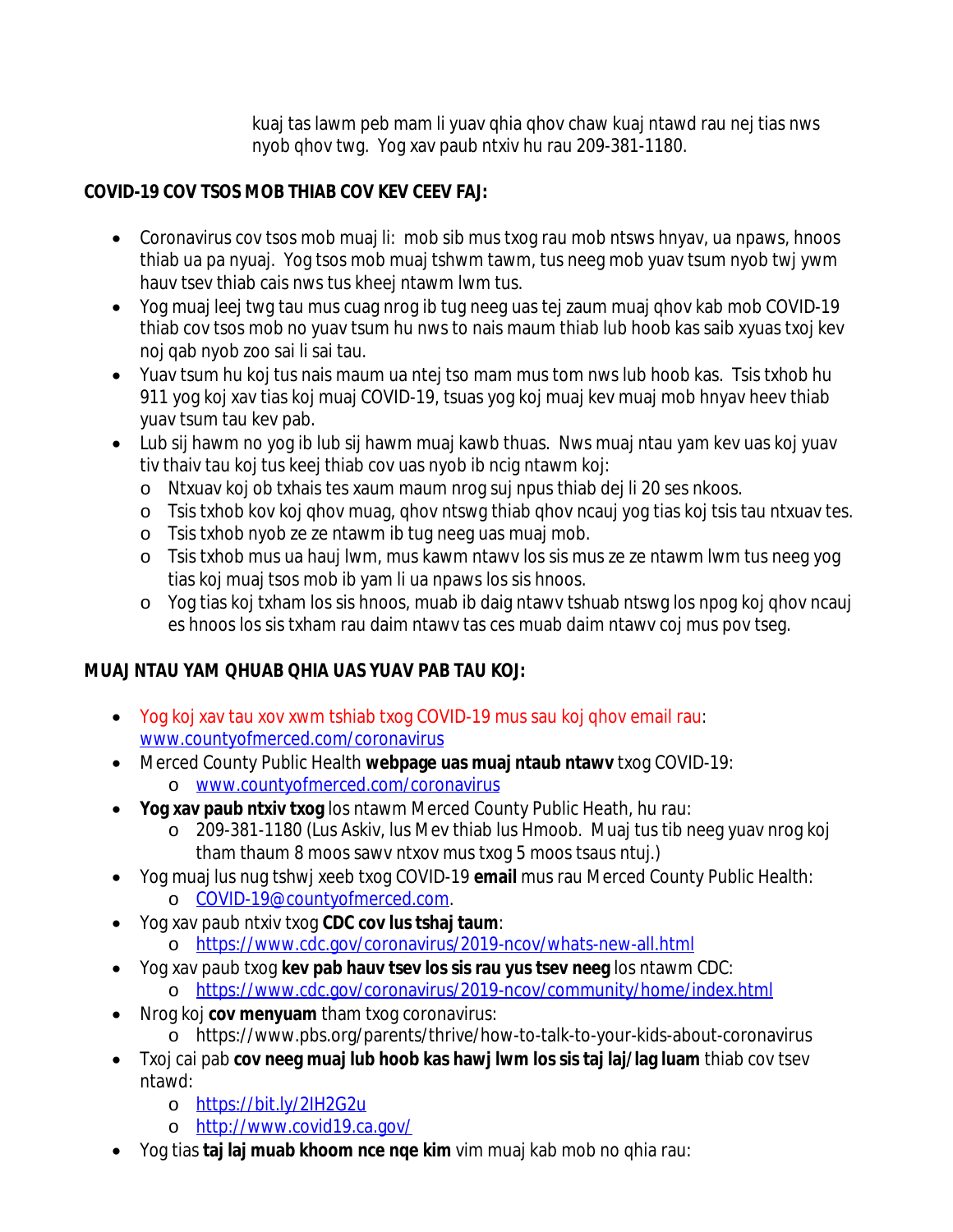kuaj tas lawm peb mam li yuav qhia qhov chaw kuaj ntawd rau nej tias nws nyob qhov twg. Yog xav paub ntxiv hu rau 209-381-1180.

**COVID-19 COV TSOS MOB THIAB COV KEV CEEV FAJ:**

- Coronavirus cov tsos mob muaj li: mob sib mus txog rau mob ntsws hnyav, ua npaws, hnoos thiab ua pa nyuaj. Yog tsos mob muaj tshwm tawm, tus neeg mob yuav tsum nyob twj ywm hauv tsev thiab cais nws tus kheej ntawm lwm tus.
- Yog muaj leej twg tau mus cuag nrog ib tug neeg uas tej zaum muaj qhov kab mob COVID-19 thiab cov tsos mob no yuav tsum hu nws to nais maum thiab lub hoob kas saib xyuas txoj kev noj qab nyob zoo sai li sai tau.
- Yuav tsum hu koj tus nais maum ua ntej tso mam mus tom nws lub hoob kas. Tsis txhob hu 911 yog koj xav tias koj muaj COVID-19, tsuas yog koj muaj kev muaj mob hnyav heev thiab yuav tsum tau kev pab.
- Lub sij hawm no yog ib lub sij hawm muaj kawb thuas. Nws muaj ntau yam kev uas koj yuav tiv thaiv tau koj tus keej thiab cov uas nyob ib ncig ntawm koj:
  - Ntxuav koj ob txhais tes xaum maum nrog suj npus thiab dej li 20 ses nkoos.
  - Tsis txhob kov koj qhov muag, qhov ntswg thiab qhov ncauj yog tias koj tsis tau ntxuav tes.
  - Tsis txhob nyob ze ze ntawm ib tug neeg uas muaj mob.
  - Tsis txhob mus ua hauj lwm, mus kawm ntawv los sis mus ze ze ntawm lwm tus neeg yog tias koj muaj tsos mob ib yam li ua npaws los sis hnoos.
  - Yog tias koj txham los sis hnoos, muab ib daig ntawv tshuab ntswg los npog koj qhov ncauj es hnoos los sis txham rau daim ntawv tas ces muab daim ntawv coj mus pov tseg.

**MUAJ NTAU YAM QHUAB QHIA UAS YUAV PAB TAU KOJ:**

- Yog koj xav tau xov xwm tshiab txog COVID-19 mus sau koj qhov email rau: www.countyofmerced.com/coronavirus
- Merced County Public Health **webpage uas muaj ntaub ntawv** txog COVID-19:
  - www.countyofmerced.com/coronavirus
- **Yog xav paub ntxiv txog** los ntawm Merced County Public Heath, hu rau:
  - 209-381-1180 (Lus Askiv, lus Mev thiab lus Hmoob. Muaj tus tib neeg yuav nrog koj tham thaum 8 moos sawv ntxov mus txog 5 moos tsaus ntuj.)
- Yog muaj lus nug tshwj xeeb txog COVID-19 **email** mus rau Merced County Public Health:
  - COVID-19@countyofmerced.com.
- Yog xav paub ntxiv txog **CDC cov lus tshaj taum**:
  - https://www.cdc.gov/coronavirus/2019-ncov/whats-new-all.html
- Yog xav paub txog **kev pab hauv tsev los sis rau yus tsev neeg** los ntawm CDC:
  - https://www.cdc.gov/coronavirus/2019-ncov/community/home/index.html
- Nrog koj **cov menyuam** tham txog coronavirus:
  - https://www.pbs.org/parents/thrive/how-to-talk-to-your-kids-about-coronavirus
- Txoj cai pab **cov neeg muaj lub hoob kas hawj lwm los sis taj laj/lag luam** thiab cov tsev ntawd:
  - https://bit.ly/2IH2G2u
  - http://www.covid19.ca.gov/
- Yog tias **taj laj muab khoom nce nqe kim** vim muaj kab mob no qhia rau: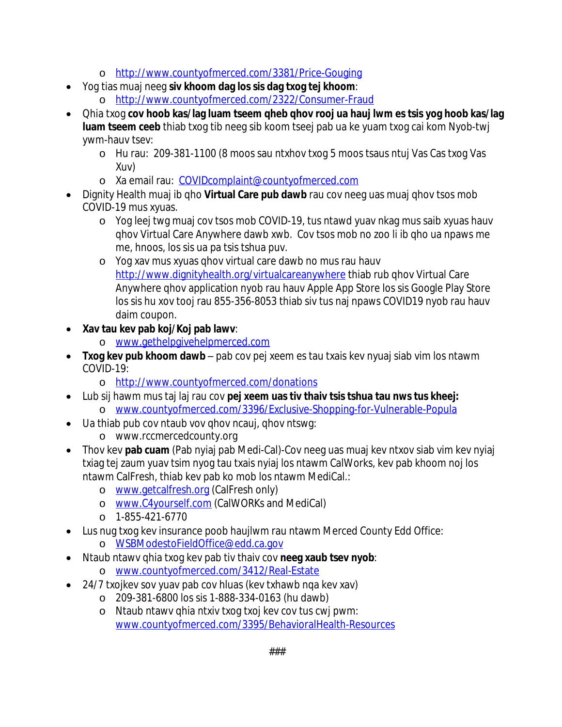- http://www.countyofmerced.com/3381/Price-Gouging
- Yog tias muaj neeg **siv khoom dag los sis dag txog tej khoom**:
  - http://www.countyofmerced.com/2322/Consumer-Fraud
- Qhia txog **cov hoob kas/lag luam tseem qheb qhov rooj ua hauj lwm es tsis yog hoob kas/lag luam tseem ceeb** thiab txog tib neeg sib koom tseej pab ua ke yuam txog cai kom Nyob-twj ywm-hauv tsev:
  - Hu rau: 209-381-1100 (8 moos sau ntxhov txog 5 moos tsaus ntuj Vas Cas txog Vas Xuv)
  - Xa email rau: COVIDcomplaint@countyofmerced.com
- Dignity Health muaj ib qho **Virtual Care pub dawb** rau cov neeg uas muaj qhov tsos mob COVID-19 mus xyuas.
  - Yog leej twg muaj cov tsos mob COVID-19, tus ntawd yuav nkag mus saib xyuas hauv qhov Virtual Care Anywhere dawb xwb. Cov tsos mob no zoo li ib qho ua npaws me me, hnoos, los sis ua pa tsis tshua puv.
  - Yog xav mus xyuas qhov virtual care dawb no mus rau hauv http://www.dignityhealth.org/virtualcareanywhere thiab rub qhov Virtual Care Anywhere qhov application nyob rau hauv Apple App Store los sis Google Play Store los sis hu xov tooj rau 855-356-8053 thiab siv tus naj npaws COVID19 nyob rau hauv daim coupon.
- **Xav tau kev pab koj/Koj pab lawv**:
  - www.gethelpgivehelpmerced.com
- **Txog kev pub khoom dawb** – pab cov pej xeem es tau txais kev nyuaj siab vim los ntawm COVID-19:
  - http://www.countyofmerced.com/donations
- Lub sij hawm mus taj laj rau cov **pej xeem uas tiv thaiv tsis tshua tau nws tus kheej:**
  - www.countyofmerced.com/3396/Exclusive-Shopping-for-Vulnerable-Popula
- Ua thiab pub cov ntaub vov qhov ncauj, qhov ntswg:
  - www.rccmercedcounty.org
- Thov kev **pab cuam** (Pab nyiaj pab Medi-Cal)-Cov neeg uas muaj kev ntxov siab vim kev nyiaj txiag tej zaum yuav tsim nyog tau txais nyiaj los ntawm CalWorks, kev pab khoom noj los ntawm CalFresh, thiab kev pab ko mob los ntawm MediCal.:
  - www.getcalfresh.org (CalFresh only)
  - www.C4yourself.com (CalWORKs and MediCal)
  - 1-855-421-6770
- Lus nug txog kev insurance poob haujlwm rau ntawm Merced County Edd Office:
  - WSBModestoFieldOffice@edd.ca.gov
- Ntaub ntawv qhia txog kev pab tiv thaiv cov **neeg xauj tsev nyob**:
  - www.countyofmerced.com/3412/Real-Estate
- 24/7 txojkev sov yuav pab cov hluas (kev txhawb nqa kev xav)
  - 209-381-6800 los sis 1-888-334-0163 (hu dawb)
  - Ntaub ntawv qhia ntxiv txog txoj kev cov tus cwj pwm: www.countyofmerced.com/3395/BehavioralHealth-Resources

###